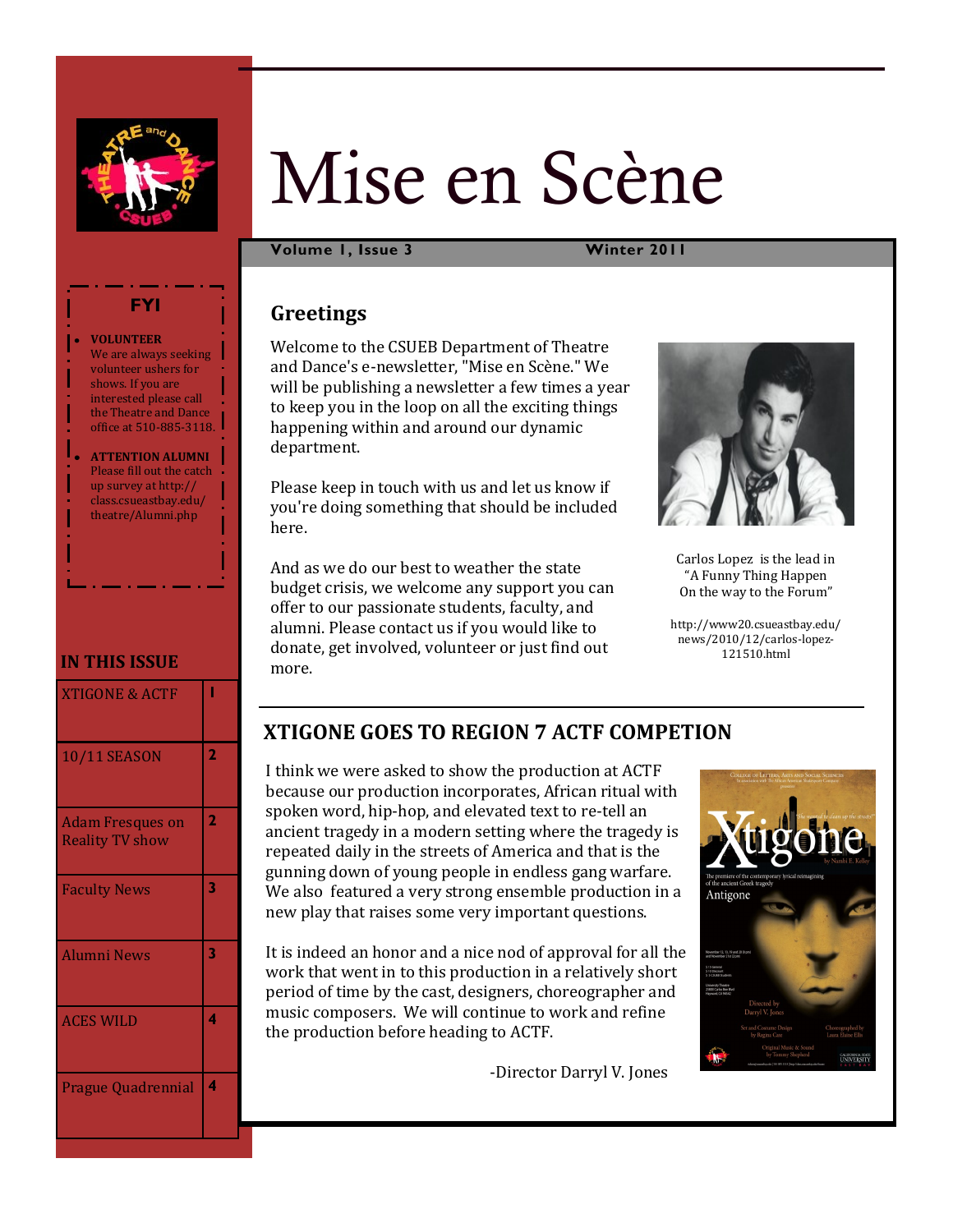# Mise en Scène

**Volume 1, Issue 3** **Winter 2011**

## Greetings

Welcome to the CSUEB Department of Theatre and Dance's e-newsletter, "Mise en Scène." We will be publishing a newsletter a few times a year to keep you in the loop on all the exciting things happening within and around our dynamic department.

Please keep in touch with us and let us know if you're doing something that should be included here.

And as we do our best to weather the state budget crisis, we welcome any support you can offer to our passionate students, faculty, and alumni. Please contact us if you would like to donate, get involved, volunteer or just find out more.

Carlos Lopez is the lead in "A Funny Thing Happen On the way to the Forum"

http://www20.csueastbay.edu/news/2010/12/carlos-lopez-121510.html

## XTIGONE GOES TO REGION 7 ACTF COMPETION

I think we were asked to show the production at ACTF because our production incorporates, African ritual with spoken word, hip-hop, and elevated text to re-tell an ancient tragedy in a modern setting where the tragedy is repeated daily in the streets of America and that is the gunning down of young people in endless gang warfare. We also featured a very strong ensemble production in a new play that raises some very important questions.

It is indeed an honor and a nice nod of approval for all the work that went in to this production in a relatively short period of time by the cast, designers, choreographer and music composers. We will continue to work and refine the production before heading to ACTF.

-Director Darryl V. Jones

### FYI

- **VOLUNTEER**
  We are always seeking volunteer ushers for shows. If you are interested please call the Theatre and Dance office at 510-885-3118.
- **ATTENTION ALUMNI**
  Please fill out the catch up survey at http://class.csueastbay.edu/theatre/Alumni.php

### IN THIS ISSUE

| | |
|---|---|
| XTIGONE & ACTF | 1 |
| 10/11 SEASON | 2 |
| Adam Fresques on Reality TV show | 2 |
| Faculty News | 3 |
| Alumni News | 3 |
| ACES WILD | 4 |
| Prague Quadrennial | 4 |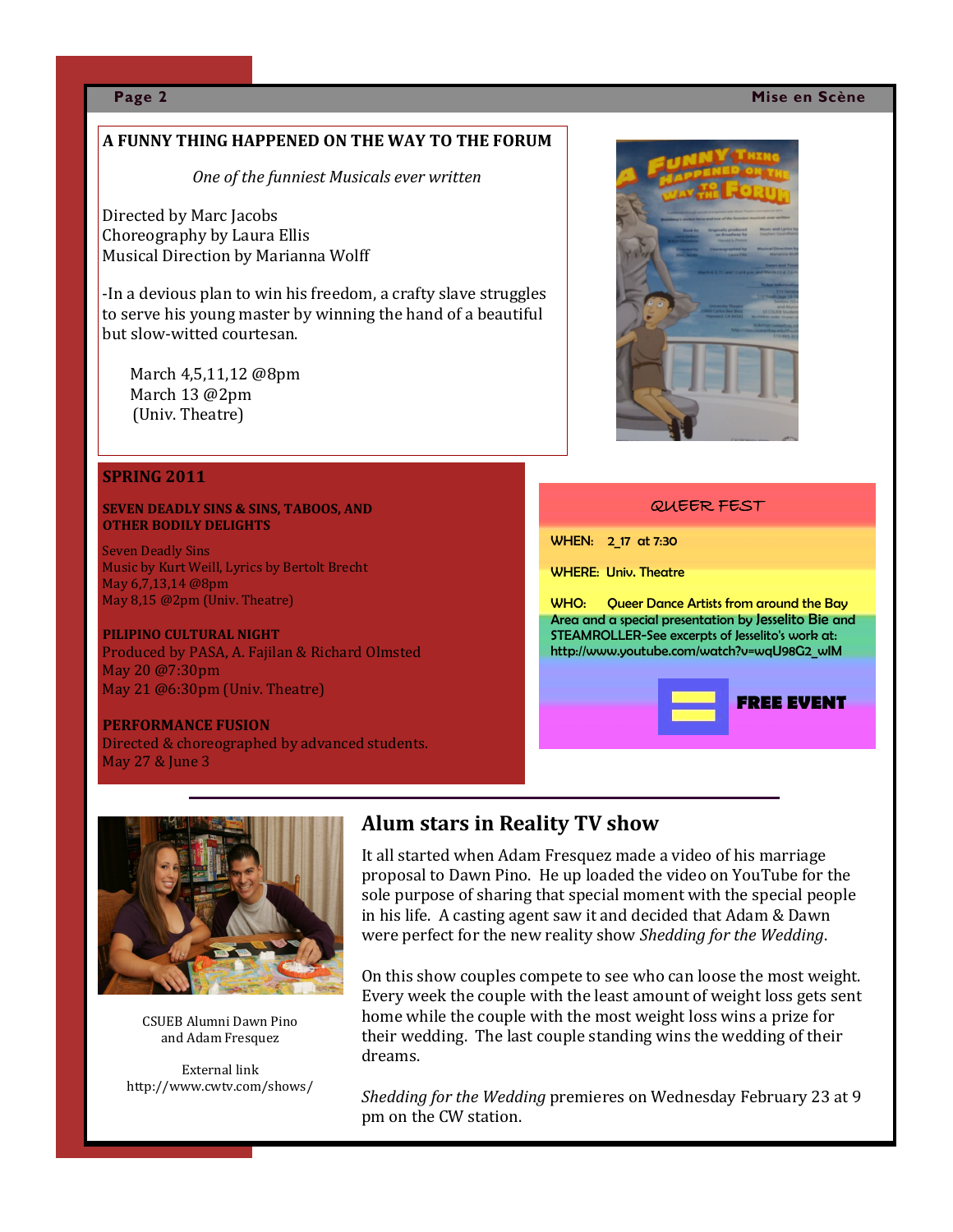## A FUNNY THING HAPPENED ON THE WAY TO THE FORUM

*One of the funniest Musicals ever written*

Directed by Marc Jacobs
Choreography by Laura Ellis
Musical Direction by Marianna Wolff

-In a devious plan to win his freedom, a crafty slave struggles to serve his young master by winning the hand of a beautiful but slow-witted courtesan.

March 4,5,11,12 @8pm
March 13 @2pm
(Univ. Theatre)

## SPRING 2011

**SEVEN DEADLY SINS & SINS, TABOOS, AND OTHER BODILY DELIGHTS**

Seven Deadly Sins
Music by Kurt Weill, Lyrics by Bertolt Brecht
May 6,7,13,14 @8pm
May 8,15 @2pm (Univ. Theatre)

**PILIPINO CULTURAL NIGHT**
Produced by PASA, A. Fajilan & Richard Olmsted
May 20 @7:30pm
May 21 @6:30pm (Univ. Theatre)

**PERFORMANCE FUSION**
Directed & choreographed by advanced students.
May 27 & June 3

## QUEER FEST

WHEN: 2_17 at 7:30

WHERE: Univ. Theatre

WHO: Queer Dance Artists from around the Bay Area and a special presentation by Jesselito Bie and STEAMROLLER-See excerpts of Jesselito's work at: http://www.youtube.com/watch?v=wqU98G2_wlM

**FREE EVENT**

## Alum stars in Reality TV show

It all started when Adam Fresquez made a video of his marriage proposal to Dawn Pino. He up loaded the video on YouTube for the sole purpose of sharing that special moment with the special people in his life. A casting agent saw it and decided that Adam & Dawn were perfect for the new reality show *Shedding for the Wedding*.

On this show couples compete to see who can loose the most weight. Every week the couple with the least amount of weight loss gets sent home while the couple with the most weight loss wins a prize for their wedding. The last couple standing wins the wedding of their dreams.

*Shedding for the Wedding* premieres on Wednesday February 23 at 9 pm on the CW station.

CSUEB Alumni Dawn Pino and Adam Fresquez

External link
http://www.cwtv.com/shows/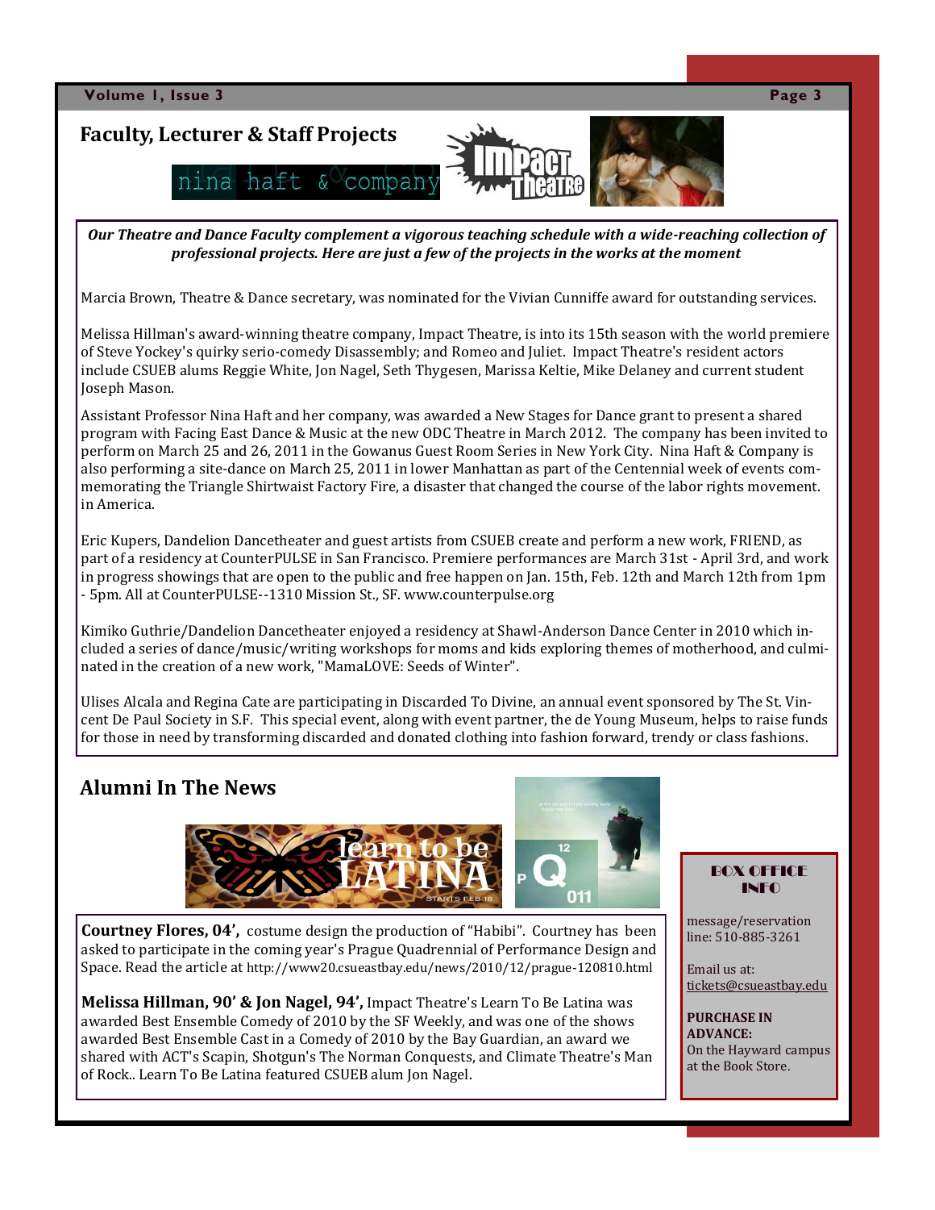## Faculty, Lecturer & Staff Projects

***Our Theatre and Dance Faculty complement a vigorous teaching schedule with a wide-reaching collection of professional projects. Here are just a few of the projects in the works at the moment***

Marcia Brown, Theatre & Dance secretary, was nominated for the Vivian Cunniffe award for outstanding services.

Melissa Hillman's award-winning theatre company, Impact Theatre, is into its 15th season with the world premiere of Steve Yockey's quirky serio-comedy Disassembly; and Romeo and Juliet. Impact Theatre's resident actors include CSUEB alums Reggie White, Jon Nagel, Seth Thygesen, Marissa Keltie, Mike Delaney and current student Joseph Mason.

Assistant Professor Nina Haft and her company, was awarded a New Stages for Dance grant to present a shared program with Facing East Dance & Music at the new ODC Theatre in March 2012. The company has been invited to perform on March 25 and 26, 2011 in the Gowanus Guest Room Series in New York City. Nina Haft & Company is also performing a site-dance on March 25, 2011 in lower Manhattan as part of the Centennial week of events commemorating the Triangle Shirtwaist Factory Fire, a disaster that changed the course of the labor rights movement. in America.

Eric Kupers, Dandelion Dancetheater and guest artists from CSUEB create and perform a new work, FRIEND, as part of a residency at CounterPULSE in San Francisco. Premiere performances are March 31st - April 3rd, and work in progress showings that are open to the public and free happen on Jan. 15th, Feb. 12th and March 12th from 1pm - 5pm. All at CounterPULSE--1310 Mission St., SF. www.counterpulse.org

Kimiko Guthrie/Dandelion Dancetheater enjoyed a residency at Shawl-Anderson Dance Center in 2010 which included a series of dance/music/writing workshops for moms and kids exploring themes of motherhood, and culminated in the creation of a new work, "MamaLOVE: Seeds of Winter".

Ulises Alcala and Regina Cate are participating in Discarded To Divine, an annual event sponsored by The St. Vincent De Paul Society in S.F. This special event, along with event partner, the de Young Museum, helps to raise funds for those in need by transforming discarded and donated clothing into fashion forward, trendy or class fashions.

## Alumni In The News

**Courtney Flores, 04',** costume design the production of "Habibi". Courtney has been asked to participate in the coming year's Prague Quadrennial of Performance Design and Space. Read the article at http://www20.csueastbay.edu/news/2010/12/prague-120810.html

**Melissa Hillman, 90' & Jon Nagel, 94',** Impact Theatre's Learn To Be Latina was awarded Best Ensemble Comedy of 2010 by the SF Weekly, and was one of the shows awarded Best Ensemble Cast in a Comedy of 2010 by the Bay Guardian, an award we shared with ACT's Scapin, Shotgun's The Norman Conquests, and Climate Theatre's Man of Rock.. Learn To Be Latina featured CSUEB alum Jon Nagel.

### BOX OFFICE INFO

message/reservation line: 510-885-3261

Email us at: tickets@csueastbay.edu

**PURCHASE IN ADVANCE:**
On the Hayward campus at the Book Store.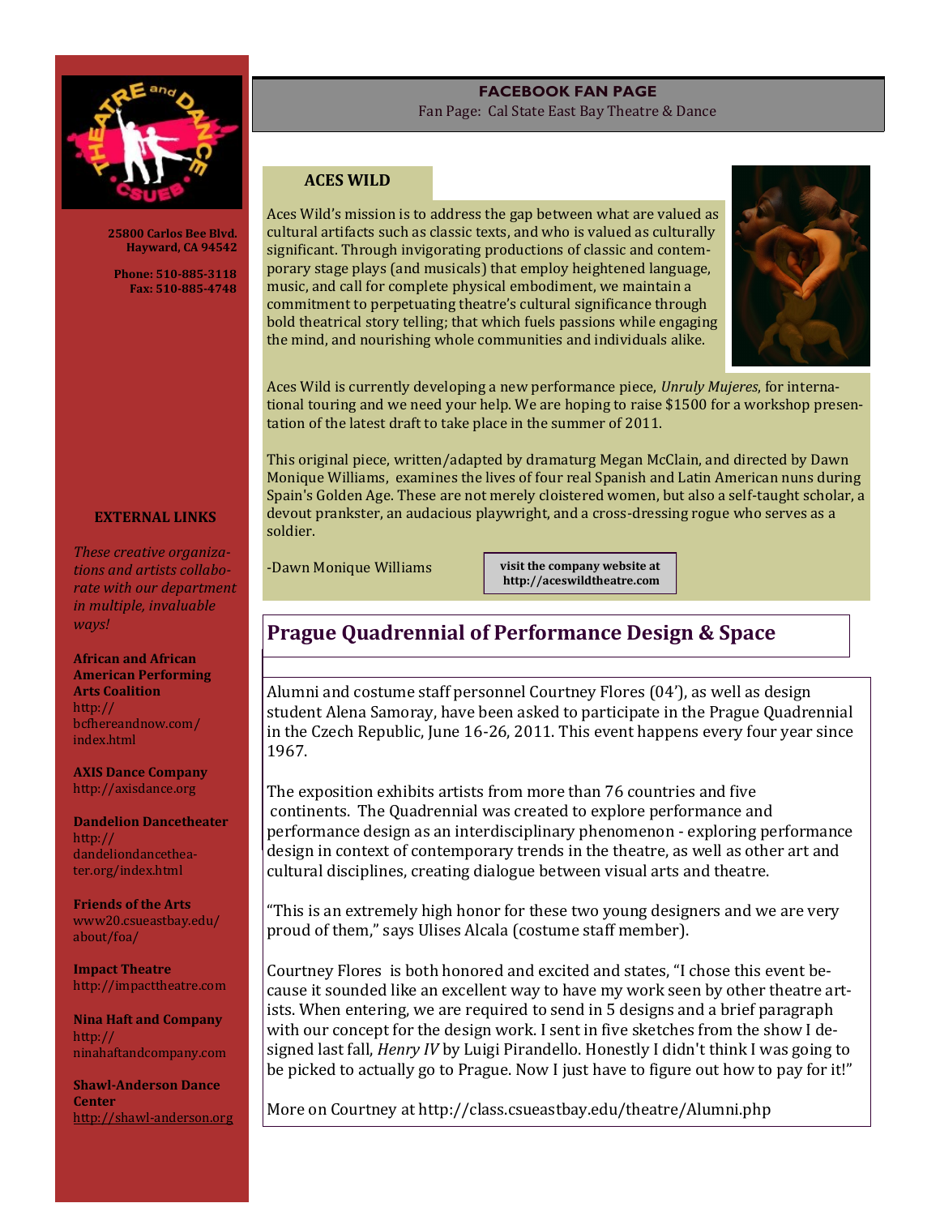25800 Carlos Bee Blvd.
Hayward, CA 94542

Phone: 510-885-3118
Fax: 510-885-4748

**EXTERNAL LINKS**

*These creative organizations and artists collaborate with our department in multiple, invaluable ways!*

**African and African American Performing Arts Coalition**
http://bcfhereandnow.com/index.html

**AXIS Dance Company**
http://axisdance.org

**Dandelion Dancetheater**
http://dandeliondancetheater.org/index.html

**Friends of the Arts**
www20.csueastbay.edu/about/foa/

**Impact Theatre**
http://impacttheatre.com

**Nina Haft and Company**
http://ninahaftandcompany.com

**Shawl-Anderson Dance Center**
http://shawl-anderson.org

**FACEBOOK FAN PAGE**

Fan Page: Cal State East Bay Theatre & Dance

## ACES WILD

Aces Wild's mission is to address the gap between what are valued as cultural artifacts such as classic texts, and who is valued as culturally significant. Through invigorating productions of classic and contemporary stage plays (and musicals) that employ heightened language, music, and call for complete physical embodiment, we maintain a commitment to perpetuating theatre's cultural significance through bold theatrical story telling; that which fuels passions while engaging the mind, and nourishing whole communities and individuals alike.

Aces Wild is currently developing a new performance piece, *Unruly Mujeres*, for international touring and we need your help. We are hoping to raise $1500 for a workshop presentation of the latest draft to take place in the summer of 2011.

This original piece, written/adapted by dramaturg Megan McClain, and directed by Dawn Monique Williams, examines the lives of four real Spanish and Latin American nuns during Spain's Golden Age. These are not merely cloistered women, but also a self-taught scholar, a devout prankster, an audacious playwright, and a cross-dressing rogue who serves as a soldier.

-Dawn Monique Williams

**visit the company website at http://aceswildtheatre.com**

## Prague Quadrennial of Performance Design & Space

Alumni and costume staff personnel Courtney Flores (04'), as well as design student Alena Samoray, have been asked to participate in the Prague Quadrennial in the Czech Republic, June 16-26, 2011. This event happens every four year since 1967.

The exposition exhibits artists from more than 76 countries and five continents. The Quadrennial was created to explore performance and performance design as an interdisciplinary phenomenon - exploring performance design in context of contemporary trends in the theatre, as well as other art and cultural disciplines, creating dialogue between visual arts and theatre.

"This is an extremely high honor for these two young designers and we are very proud of them," says Ulises Alcala (costume staff member).

Courtney Flores is both honored and excited and states, "I chose this event because it sounded like an excellent way to have my work seen by other theatre artists. When entering, we are required to send in 5 designs and a brief paragraph with our concept for the design work. I sent in five sketches from the show I designed last fall, *Henry IV* by Luigi Pirandello. Honestly I didn't think I was going to be picked to actually go to Prague. Now I just have to figure out how to pay for it!"

More on Courtney at http://class.csueastbay.edu/theatre/Alumni.php